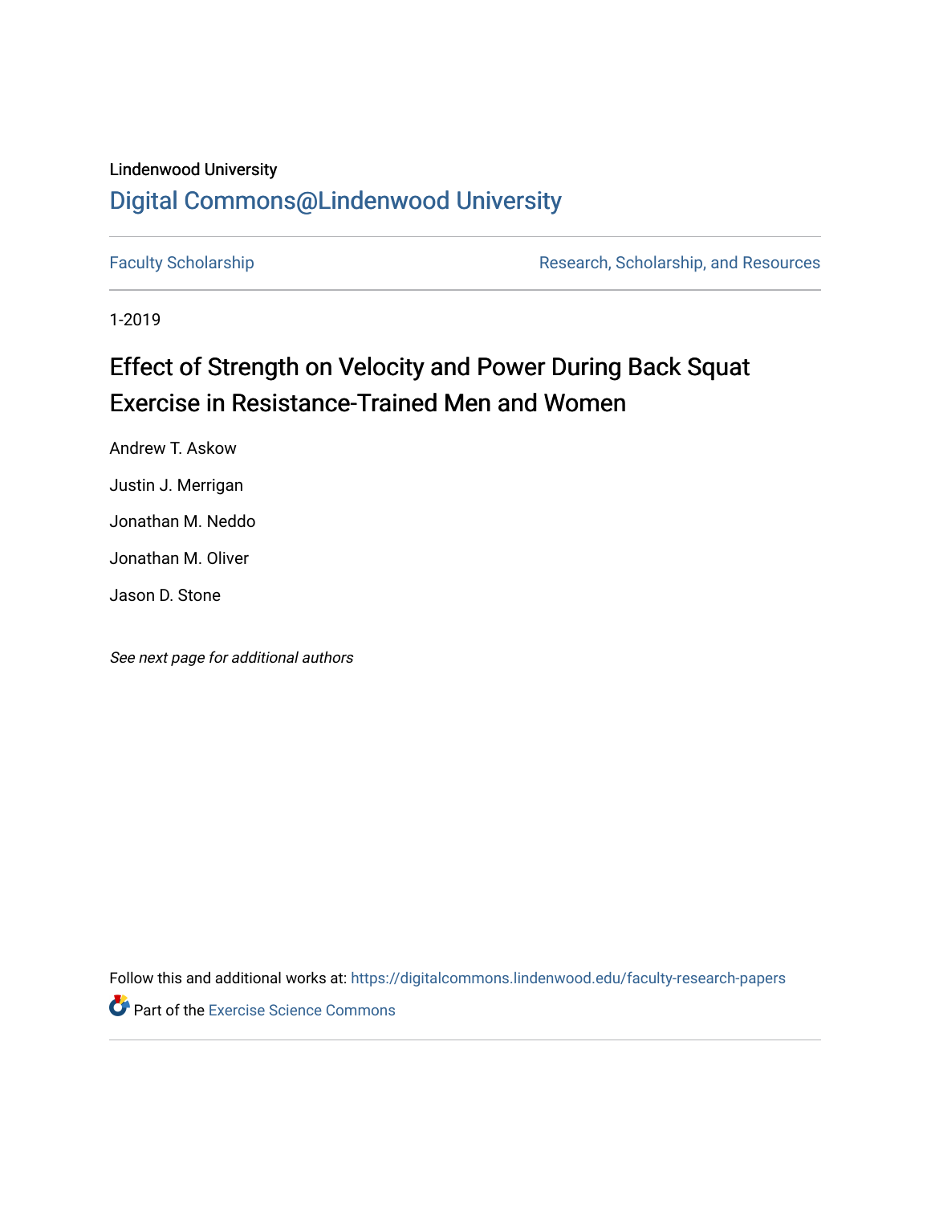Lindenwood University

# Digital Commons@Lindenwood University

Faculty Scholarship | Research, Scholarship, and Resources

1-2019

# Effect of Strength on Velocity and Power During Back Squat Exercise in Resistance-Trained Men and Women

Andrew T. Askow

Justin J. Merrigan

Jonathan M. Neddo

Jonathan M. Oliver

Jason D. Stone

*See next page for additional authors*

Follow this and additional works at: https://digitalcommons.lindenwood.edu/faculty-research-papers

Part of the Exercise Science Commons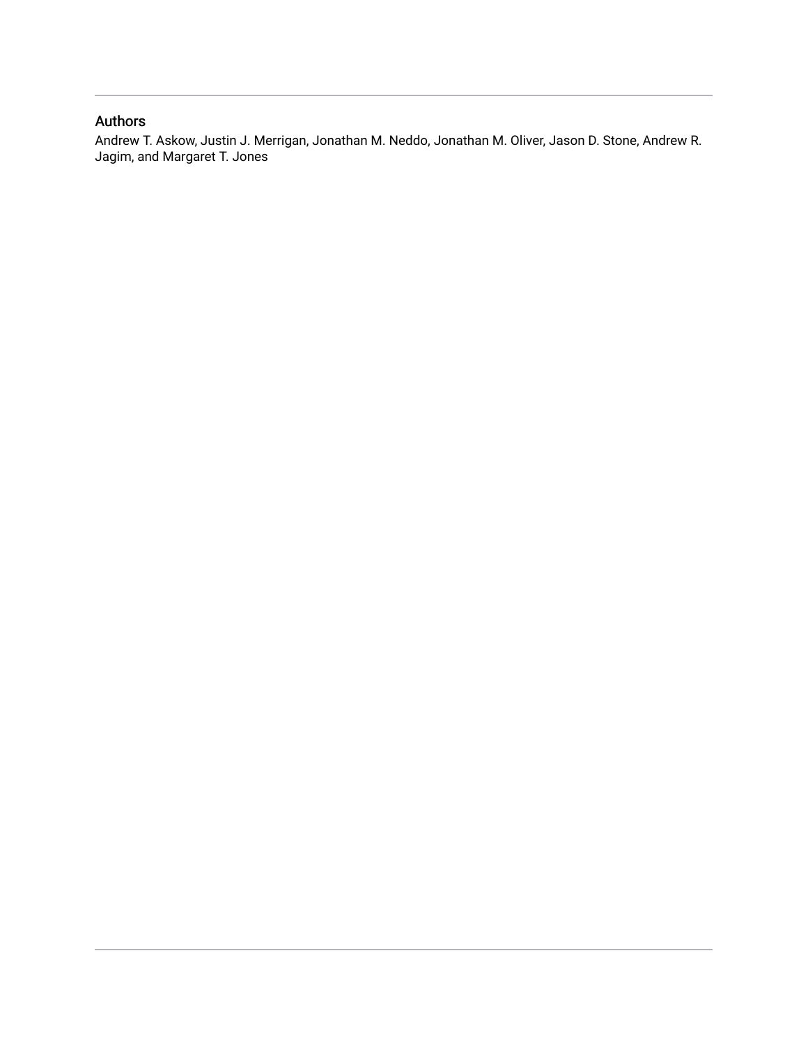## Authors

Andrew T. Askow, Justin J. Merrigan, Jonathan M. Neddo, Jonathan M. Oliver, Jason D. Stone, Andrew R. Jagim, and Margaret T. Jones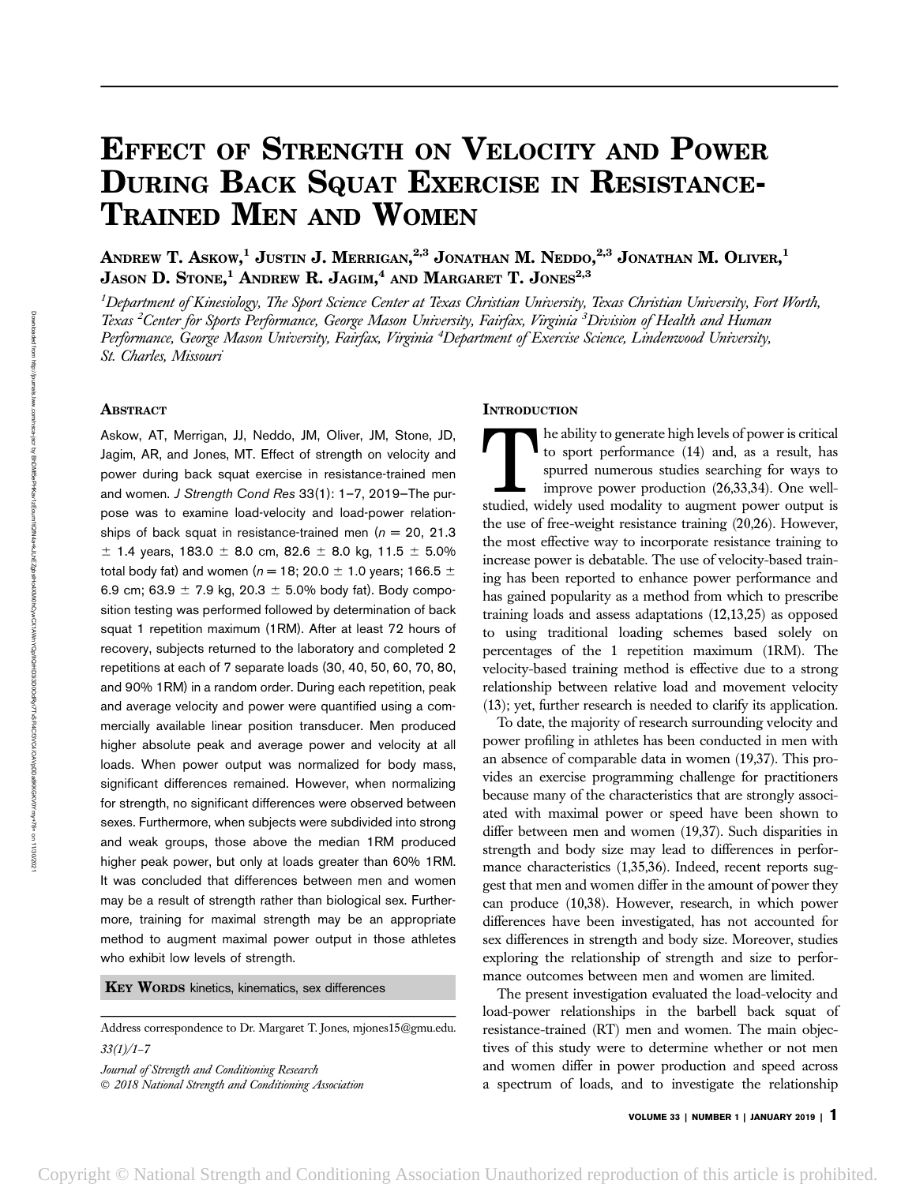# Effect of Strength on Velocity and Power During Back Squat Exercise in Resistance-Trained Men and Women

Andrew T. Askow,[1] Justin J. Merrigan,[2,3] Jonathan M. Neddo,[2,3] Jonathan M. Oliver,[1] Jason D. Stone,[1] Andrew R. Jagim,[4] and Margaret T. Jones[2,3]

*[1]Department of Kinesiology, The Sport Science Center at Texas Christian University, Texas Christian University, Fort Worth, Texas [2]Center for Sports Performance, George Mason University, Fairfax, Virginia [3]Division of Health and Human Performance, George Mason University, Fairfax, Virginia [4]Department of Exercise Science, Lindenwood University, St. Charles, Missouri*

## Abstract

Askow, AT, Merrigan, JJ, Neddo, JM, Oliver, JM, Stone, JD, Jagim, AR, and Jones, MT. Effect of strength on velocity and power during back squat exercise in resistance-trained men and women. *J Strength Cond Res* 33(1): 1–7, 2019—The purpose was to examine load-velocity and load-power relationships of back squat in resistance-trained men ($n = 20$, 21.3 $\pm$ 1.4 years, 183.0 $\pm$ 8.0 cm, 82.6 $\pm$ 8.0 kg, 11.5 $\pm$ 5.0% total body fat) and women ($n = 18$; 20.0 $\pm$ 1.0 years; 166.5 $\pm$ 6.9 cm; 63.9 $\pm$ 7.9 kg, 20.3 $\pm$ 5.0% body fat). Body composition testing was performed followed by determination of back squat 1 repetition maximum (1RM). After at least 72 hours of recovery, subjects returned to the laboratory and completed 2 repetitions at each of 7 separate loads (30, 40, 50, 60, 70, 80, and 90% 1RM) in a random order. During each repetition, peak and average velocity and power were quantified using a commercially available linear position transducer. Men produced higher absolute peak and average power and velocity at all loads. When power output was normalized for body mass, significant differences remained. However, when normalizing for strength, no significant differences were observed between sexes. Furthermore, when subjects were subdivided into strong and weak groups, those above the median 1RM produced higher peak power, but only at loads greater than 60% 1RM. It was concluded that differences between men and women may be a result of strength rather than biological sex. Furthermore, training for maximal strength may be an appropriate method to augment maximal power output in those athletes who exhibit low levels of strength.

**Key Words** kinetics, kinematics, sex differences

Address correspondence to Dr. Margaret T. Jones, mjones15@gmu.edu.

*33(1)/1–7*

*Journal of Strength and Conditioning Research*
© 2018 National Strength and Conditioning Association

## Introduction

The ability to generate high levels of power is critical to sport performance (14) and, as a result, has spurred numerous studies searching for ways to improve power production (26,33,34). One well-studied, widely used modality to augment power output is the use of free-weight resistance training (20,26). However, the most effective way to incorporate resistance training to increase power is debatable. The use of velocity-based training has been reported to enhance power performance and has gained popularity as a method from which to prescribe training loads and assess adaptations (12,13,25) as opposed to using traditional loading schemes based solely on percentages of the 1 repetition maximum (1RM). The velocity-based training method is effective due to a strong relationship between relative load and movement velocity (13); yet, further research is needed to clarify its application.

To date, the majority of research surrounding velocity and power profiling in athletes has been conducted in men with an absence of comparable data in women (19,37). This provides an exercise programming challenge for practitioners because many of the characteristics that are strongly associated with maximal power or speed have been shown to differ between men and women (19,37). Such disparities in strength and body size may lead to differences in performance characteristics (1,35,36). Indeed, recent reports suggest that men and women differ in the amount of power they can produce (10,38). However, research, in which power differences have been investigated, has not accounted for sex differences in strength and body size. Moreover, studies exploring the relationship of strength and size to performance outcomes between men and women are limited.

The present investigation evaluated the load-velocity and load-power relationships in the barbell back squat of resistance-trained (RT) men and women. The main objectives of this study were to determine whether or not men and women differ in power production and speed across a spectrum of loads, and to investigate the relationship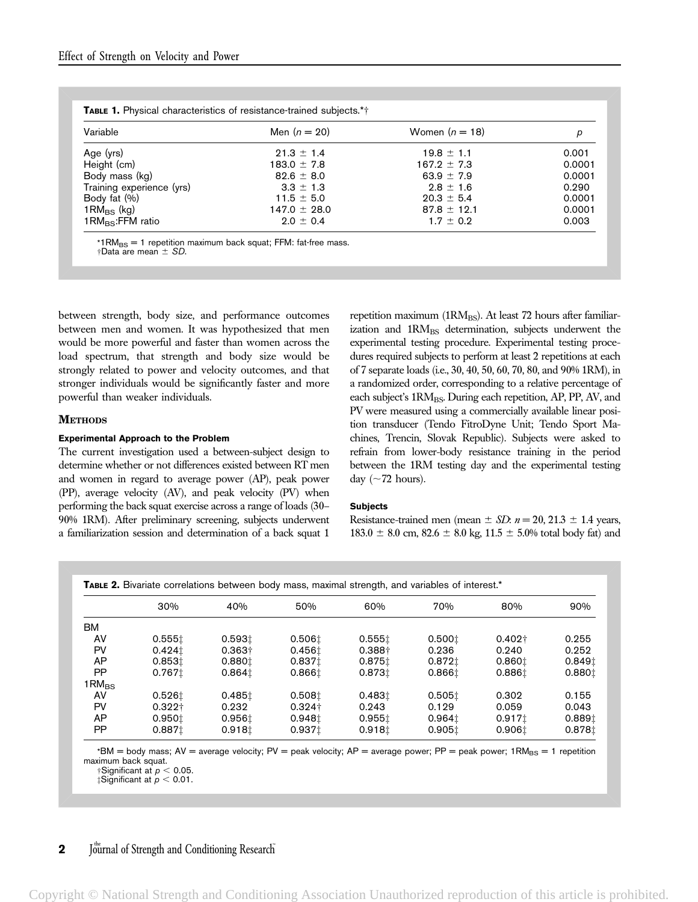**Table 1.** Physical characteristics of resistance-trained subjects.*†

| Variable | Men ($n = 20$) | Women ($n = 18$) | $p$ |
|---|---|---|---|
| Age (yrs) | 21.3 ± 1.4 | 19.8 ± 1.1 | 0.001 |
| Height (cm) | 183.0 ± 7.8 | 167.2 ± 7.3 | 0.0001 |
| Body mass (kg) | 82.6 ± 8.0 | 63.9 ± 7.9 | 0.0001 |
| Training experience (yrs) | 3.3 ± 1.3 | 2.8 ± 1.6 | 0.290 |
| Body fat (%) | 11.5 ± 5.0 | 20.3 ± 5.4 | 0.0001 |
| $1RM_{BS}$ (kg) | 147.0 ± 28.0 | 87.8 ± 12.1 | 0.0001 |
| $1RM_{BS}$:FFM ratio | 2.0 ± 0.4 | 1.7 ± 0.2 | 0.003 |

*$1RM_{BS}$ = 1 repetition maximum back squat; FFM: fat-free mass.
†Data are mean ± *SD*.

between strength, body size, and performance outcomes between men and women. It was hypothesized that men would be more powerful and faster than women across the load spectrum, that strength and body size would be strongly related to power and velocity outcomes, and that stronger individuals would be significantly faster and more powerful than weaker individuals.

## Methods

### Experimental Approach to the Problem

The current investigation used a between-subject design to determine whether or not differences existed between RT men and women in regard to average power (AP), peak power (PP), average velocity (AV), and peak velocity (PV) when performing the back squat exercise across a range of loads (30–90% 1RM). After preliminary screening, subjects underwent a familiarization session and determination of a back squat 1 repetition maximum ($1RM_{BS}$). At least 72 hours after familiarization and $1RM_{BS}$ determination, subjects underwent the experimental testing procedure. Experimental testing procedures required subjects to perform at least 2 repetitions at each of 7 separate loads (i.e., 30, 40, 50, 60, 70, 80, and 90% 1RM), in a randomized order, corresponding to a relative percentage of each subject's $1RM_{BS}$. During each repetition, AP, PP, AV, and PV were measured using a commercially available linear position transducer (Tendo FitroDyne Unit; Tendo Sport Machines, Trencin, Slovak Republic). Subjects were asked to refrain from lower-body resistance training in the period between the 1RM testing day and the experimental testing day (~72 hours).

### Subjects

Resistance-trained men (mean ± *SD*: $n = 20$, 21.3 ± 1.4 years, 183.0 ± 8.0 cm, 82.6 ± 8.0 kg, 11.5 ± 5.0% total body fat) and

**Table 2.** Bivariate correlations between body mass, maximal strength, and variables of interest.*

| | 30% | 40% | 50% | 60% | 70% | 80% | 90% |
|---|---|---|---|---|---|---|---|
| BM | | | | | | | |
| AV | 0.555‡ | 0.593‡ | 0.506‡ | 0.555‡ | 0.500‡ | 0.402† | 0.255 |
| PV | 0.424‡ | 0.363† | 0.456‡ | 0.388† | 0.236 | 0.240 | 0.252 |
| AP | 0.853‡ | 0.880‡ | 0.837‡ | 0.875‡ | 0.872‡ | 0.860‡ | 0.849‡ |
| PP | 0.767‡ | 0.864‡ | 0.866‡ | 0.873‡ | 0.866‡ | 0.886‡ | 0.880‡ |
| $1RM_{BS}$ | | | | | | | |
| AV | 0.526‡ | 0.485‡ | 0.508‡ | 0.483‡ | 0.505‡ | 0.302 | 0.155 |
| PV | 0.322† | 0.232 | 0.324† | 0.243 | 0.129 | 0.059 | 0.043 |
| AP | 0.950‡ | 0.956‡ | 0.948‡ | 0.955‡ | 0.964‡ | 0.917‡ | 0.889‡ |
| PP | 0.887‡ | 0.918‡ | 0.937‡ | 0.918‡ | 0.905‡ | 0.906‡ | 0.878‡ |

*BM = body mass; AV = average velocity; PV = peak velocity; AP = average power; PP = peak power; $1RM_{BS}$ = 1 repetition maximum back squat.
†Significant at $p < 0.05$.
‡Significant at $p < 0.01$.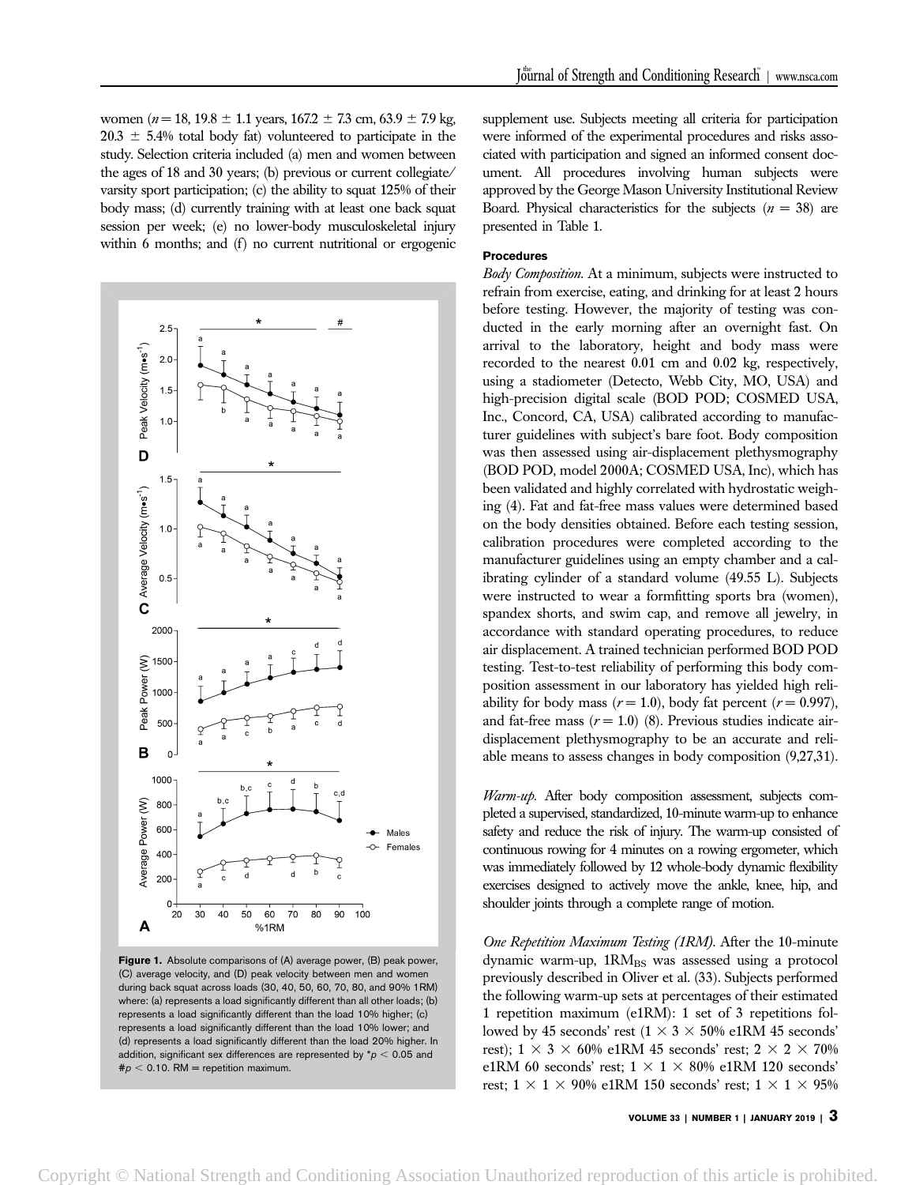women ($n = 18$, 19.8 ± 1.1 years, 167.2 ± 7.3 cm, 63.9 ± 7.9 kg, 20.3 ± 5.4% total body fat) volunteered to participate in the study. Selection criteria included (a) men and women between the ages of 18 and 30 years; (b) previous or current collegiate/varsity sport participation; (c) the ability to squat 125% of their body mass; (d) currently training with at least one back squat session per week; (e) no lower-body musculoskeletal injury within 6 months; and (f) no current nutritional or ergogenic supplement use. Subjects meeting all criteria for participation were informed of the experimental procedures and risks associated with participation and signed an informed consent document. All procedures involving human subjects were approved by the George Mason University Institutional Review Board. Physical characteristics for the subjects ($n = 38$) are presented in Table 1.

**Figure 1.** Absolute comparisons of (A) average power, (B) peak power, (C) average velocity, and (D) peak velocity between men and women during back squat across loads (30, 40, 50, 60, 70, 80, and 90% 1RM) where: (a) represents a load significantly different than all other loads; (b) represents a load significantly different than the load 10% higher; (c) represents a load significantly different than the load 10% lower; and (d) represents a load significantly different than the load 20% higher. In addition, significant sex differences are represented by *$p < 0.05$ and #$p < 0.10$. RM = repetition maximum.

### Procedures

*Body Composition.* At a minimum, subjects were instructed to refrain from exercise, eating, and drinking for at least 2 hours before testing. However, the majority of testing was conducted in the early morning after an overnight fast. On arrival to the laboratory, height and body mass were recorded to the nearest 0.01 cm and 0.02 kg, respectively, using a stadiometer (Detecto, Webb City, MO, USA) and high-precision digital scale (BOD POD; COSMED USA, Inc., Concord, CA, USA) calibrated according to manufacturer guidelines with subject's bare foot. Body composition was then assessed using air-displacement plethysmography (BOD POD, model 2000A; COSMED USA, Inc), which has been validated and highly correlated with hydrostatic weighing (4). Fat and fat-free mass values were determined based on the body densities obtained. Before each testing session, calibration procedures were completed according to the manufacturer guidelines using an empty chamber and a calibrating cylinder of a standard volume (49.55 L). Subjects were instructed to wear a formfitting sports bra (women), spandex shorts, and swim cap, and remove all jewelry, in accordance with standard operating procedures, to reduce air displacement. A trained technician performed BOD POD testing. Test-to-test reliability of performing this body composition assessment in our laboratory has yielded high reliability for body mass ($r = 1.0$), body fat percent ($r = 0.997$), and fat-free mass ($r = 1.0$) (8). Previous studies indicate air-displacement plethysmography to be an accurate and reliable means to assess changes in body composition (9,27,31).

*Warm-up.* After body composition assessment, subjects completed a supervised, standardized, 10-minute warm-up to enhance safety and reduce the risk of injury. The warm-up consisted of continuous rowing for 4 minutes on a rowing ergometer, which was immediately followed by 12 whole-body dynamic flexibility exercises designed to actively move the ankle, knee, hip, and shoulder joints through a complete range of motion.

*One Repetition Maximum Testing (1RM).* After the 10-minute dynamic warm-up, $1RM_{BS}$ was assessed using a protocol previously described in Oliver et al. (33). Subjects performed the following warm-up sets at percentages of their estimated 1 repetition maximum (e1RM): 1 set of 3 repetitions followed by 45 seconds' rest (1 × 3 × 50% e1RM 45 seconds' rest); 1 × 3 × 60% e1RM 45 seconds' rest; 2 × 2 × 70% e1RM 60 seconds' rest; 1 × 1 × 80% e1RM 120 seconds' rest; 1 × 1 × 90% e1RM 150 seconds' rest; 1 × 1 × 95%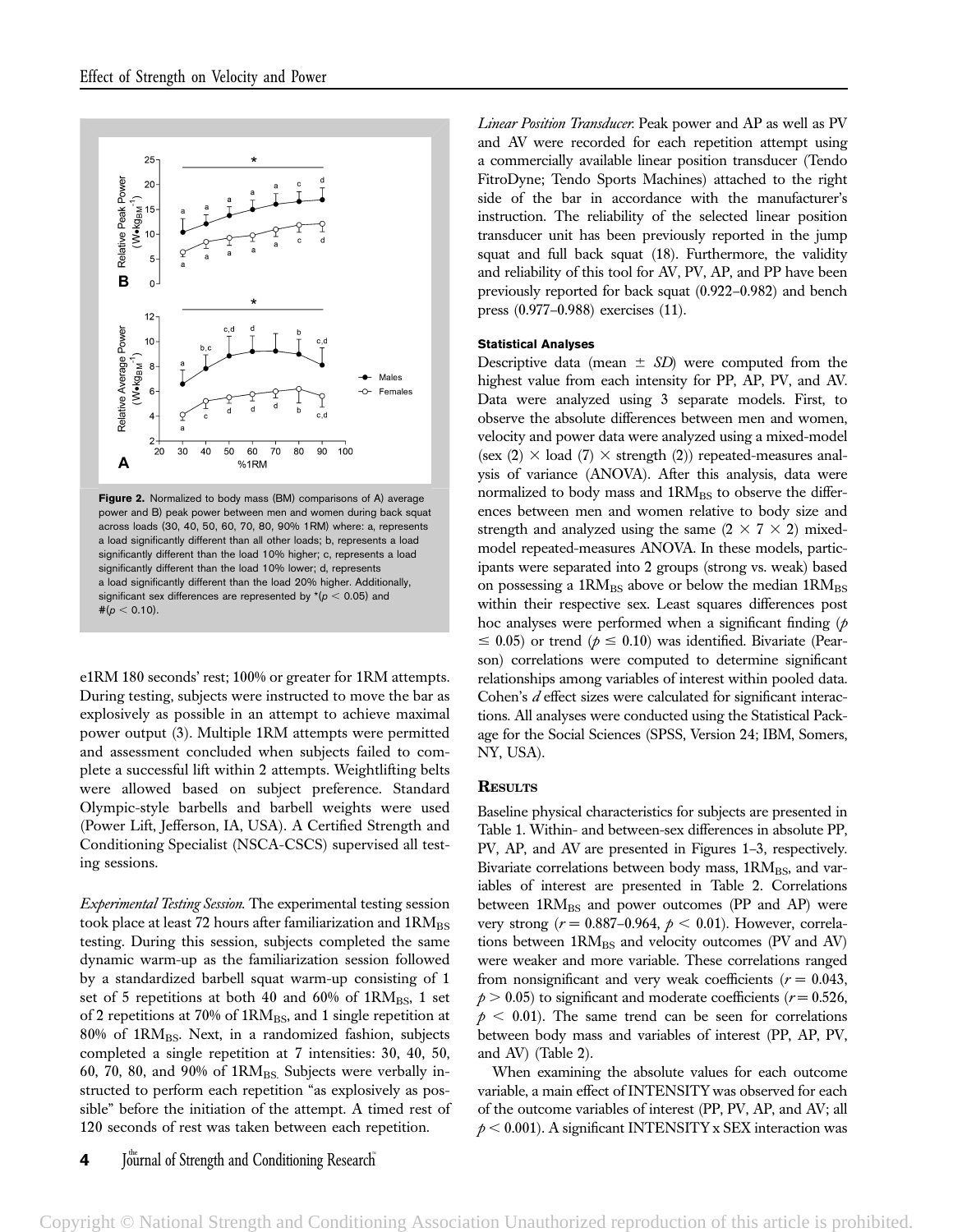**Figure 2.** Normalized to body mass (BM) comparisons of A) average power and B) peak power between men and women during back squat across loads (30, 40, 50, 60, 70, 80, 90% 1RM) where: a, represents a load significantly different than all other loads; b, represents a load significantly different than the load 10% higher; c, represents a load significantly different than the load 10% lower; d, represents a load significantly different than the load 20% higher. Additionally, significant sex differences are represented by *($p < 0.05$) and #($p < 0.10$).

e1RM 180 seconds' rest; 100% or greater for 1RM attempts. During testing, subjects were instructed to move the bar as explosively as possible in an attempt to achieve maximal power output (3). Multiple 1RM attempts were permitted and assessment concluded when subjects failed to complete a successful lift within 2 attempts. Weightlifting belts were allowed based on subject preference. Standard Olympic-style barbells and barbell weights were used (Power Lift, Jefferson, IA, USA). A Certified Strength and Conditioning Specialist (NSCA-CSCS) supervised all testing sessions.

*Experimental Testing Session.* The experimental testing session took place at least 72 hours after familiarization and $1RM_{BS}$ testing. During this session, subjects completed the same dynamic warm-up as the familiarization session followed by a standardized barbell squat warm-up consisting of 1 set of 5 repetitions at both 40 and 60% of $1RM_{BS}$, 1 set of 2 repetitions at 70% of $1RM_{BS}$, and 1 single repetition at 80% of $1RM_{BS}$. Next, in a randomized fashion, subjects completed a single repetition at 7 intensities: 30, 40, 50, 60, 70, 80, and 90% of $1RM_{BS}$. Subjects were verbally instructed to perform each repetition "as explosively as possible" before the initiation of the attempt. A timed rest of 120 seconds of rest was taken between each repetition.

*Linear Position Transducer.* Peak power and AP as well as PV and AV were recorded for each repetition attempt using a commercially available linear position transducer (Tendo FitroDyne; Tendo Sports Machines) attached to the right side of the bar in accordance with the manufacturer's instruction. The reliability of the selected linear position transducer unit has been previously reported in the jump squat and full back squat (18). Furthermore, the validity and reliability of this tool for AV, PV, AP, and PP have been previously reported for back squat (0.922–0.982) and bench press (0.977–0.988) exercises (11).

#### Statistical Analyses

Descriptive data (mean ± *SD*) were computed from the highest value from each intensity for PP, AP, PV, and AV. Data were analyzed using 3 separate models. First, to observe the absolute differences between men and women, velocity and power data were analyzed using a mixed-model (sex (2) × load (7) × strength (2)) repeated-measures analysis of variance (ANOVA). After this analysis, data were normalized to body mass and $1RM_{BS}$ to observe the differences between men and women relative to body size and strength and analyzed using the same (2 × 7 × 2) mixed-model repeated-measures ANOVA. In these models, participants were separated into 2 groups (strong vs. weak) based on possessing a $1RM_{BS}$ above or below the median $1RM_{BS}$ within their respective sex. Least squares differences post hoc analyses were performed when a significant finding ($p \leq 0.05$) or trend ($p \leq 0.10$) was identified. Bivariate (Pearson) correlations were computed to determine significant relationships among variables of interest within pooled data. Cohen's *d* effect sizes were calculated for significant interactions. All analyses were conducted using the Statistical Package for the Social Sciences (SPSS, Version 24; IBM, Somers, NY, USA).

## Results

Baseline physical characteristics for subjects are presented in Table 1. Within- and between-sex differences in absolute PP, PV, AP, and AV are presented in Figures 1–3, respectively. Bivariate correlations between body mass, $1RM_{BS}$, and variables of interest are presented in Table 2. Correlations between $1RM_{BS}$ and power outcomes (PP and AP) were very strong ($r = 0.887$–$0.964$, $p < 0.01$). However, correlations between $1RM_{BS}$ and velocity outcomes (PV and AV) were weaker and more variable. These correlations ranged from nonsignificant and very weak coefficients ($r = 0.043$, $p > 0.05$) to significant and moderate coefficients ($r = 0.526$, $p < 0.01$). The same trend can be seen for correlations between body mass and variables of interest (PP, AP, PV, and AV) (Table 2).

When examining the absolute values for each outcome variable, a main effect of INTENSITY was observed for each of the outcome variables of interest (PP, PV, AP, and AV; all $p < 0.001$). A significant INTENSITY x SEX interaction was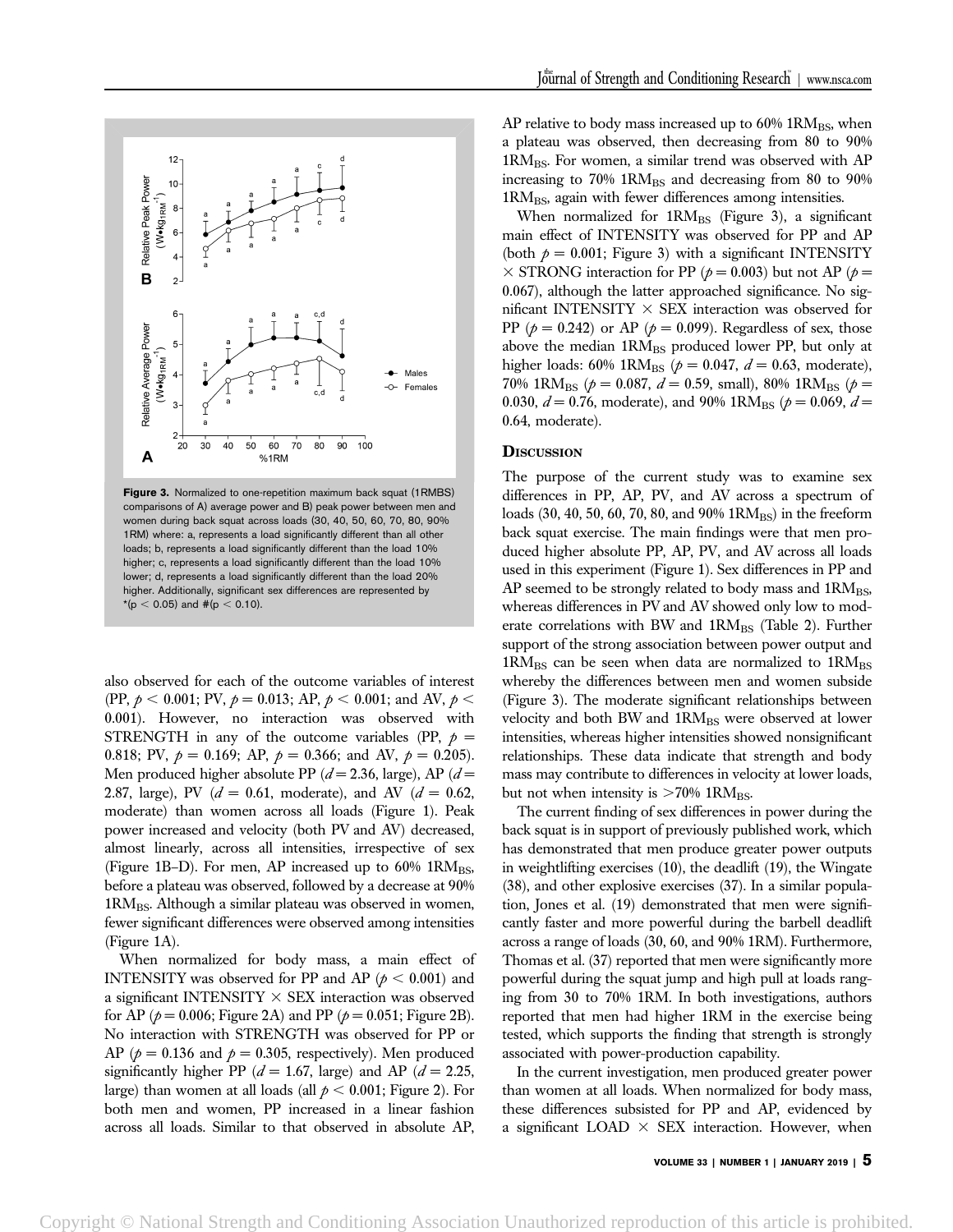**Figure 3.** Normalized to one-repetition maximum back squat (1RMBS) comparisons of A) average power and B) peak power between men and women during back squat across loads (30, 40, 50, 60, 70, 80, 90% 1RM) where: a, represents a load significantly different than all other loads; b, represents a load significantly different than the load 10% higher; c, represents a load significantly different than the load 10% lower; d, represents a load significantly different than the load 20% higher. Additionally, significant sex differences are represented by *($p < 0.05$) and #($p < 0.10$).

also observed for each of the outcome variables of interest (PP, $p < 0.001$; PV, $p = 0.013$; AP, $p < 0.001$; and AV, $p < 0.001$). However, no interaction was observed with STRENGTH in any of the outcome variables (PP, $p = 0.818$; PV, $p = 0.169$; AP, $p = 0.366$; and AV, $p = 0.205$). Men produced higher absolute PP ($d = 2.36$, large), AP ($d = 2.87$, large), PV ($d = 0.61$, moderate), and AV ($d = 0.62$, moderate) than women across all loads (Figure 1). Peak power increased and velocity (both PV and AV) decreased, almost linearly, across all intensities, irrespective of sex (Figure 1B–D). For men, AP increased up to 60% $1RM_{BS}$, before a plateau was observed, followed by a decrease at 90% $1RM_{BS}$. Although a similar plateau was observed in women, fewer significant differences were observed among intensities (Figure 1A).

When normalized for body mass, a main effect of INTENSITY was observed for PP and AP ($p < 0.001$) and a significant INTENSITY × SEX interaction was observed for AP ($p = 0.006$; Figure 2A) and PP ($p = 0.051$; Figure 2B). No interaction with STRENGTH was observed for PP or AP ($p = 0.136$ and $p = 0.305$, respectively). Men produced significantly higher PP ($d = 1.67$, large) and AP ($d = 2.25$, large) than women at all loads (all $p < 0.001$; Figure 2). For both men and women, PP increased in a linear fashion across all loads. Similar to that observed in absolute AP, AP relative to body mass increased up to 60% $1RM_{BS}$, when a plateau was observed, then decreasing from 80 to 90% $1RM_{BS}$. For women, a similar trend was observed with AP increasing to 70% $1RM_{BS}$ and decreasing from 80 to 90% $1RM_{BS}$, again with fewer differences among intensities.

When normalized for $1RM_{BS}$ (Figure 3), a significant main effect of INTENSITY was observed for PP and AP (both $p = 0.001$; Figure 3) with a significant INTENSITY × STRONG interaction for PP ($p = 0.003$) but not AP ($p = 0.067$), although the latter approached significance. No significant INTENSITY × SEX interaction was observed for PP ($p = 0.242$) or AP ($p = 0.099$). Regardless of sex, those above the median $1RM_{BS}$ produced lower PP, but only at higher loads: 60% $1RM_{BS}$ ($p = 0.047$, $d = 0.63$, moderate), 70% $1RM_{BS}$ ($p = 0.087$, $d = 0.59$, small), 80% $1RM_{BS}$ ($p = 0.030$, $d = 0.76$, moderate), and 90% $1RM_{BS}$ ($p = 0.069$, $d = 0.64$, moderate).

## Discussion

The purpose of the current study was to examine sex differences in PP, AP, PV, and AV across a spectrum of loads (30, 40, 50, 60, 70, 80, and 90% $1RM_{BS}$) in the freeform back squat exercise. The main findings were that men produced higher absolute PP, AP, PV, and AV across all loads used in this experiment (Figure 1). Sex differences in PP and AP seemed to be strongly related to body mass and $1RM_{BS}$, whereas differences in PV and AV showed only low to moderate correlations with BW and $1RM_{BS}$ (Table 2). Further support of the strong association between power output and $1RM_{BS}$ can be seen when data are normalized to $1RM_{BS}$ whereby the differences between men and women subside (Figure 3). The moderate significant relationships between velocity and both BW and $1RM_{BS}$ were observed at lower intensities, whereas higher intensities showed nonsignificant relationships. These data indicate that strength and body mass may contribute to differences in velocity at lower loads, but not when intensity is >70% $1RM_{BS}$.

The current finding of sex differences in power during the back squat is in support of previously published work, which has demonstrated that men produce greater power outputs in weightlifting exercises (10), the deadlift (19), the Wingate (38), and other explosive exercises (37). In a similar population, Jones et al. (19) demonstrated that men were significantly faster and more powerful during the barbell deadlift across a range of loads (30, 60, and 90% 1RM). Furthermore, Thomas et al. (37) reported that men were significantly more powerful during the squat jump and high pull at loads ranging from 30 to 70% 1RM. In both investigations, authors reported that men had higher 1RM in the exercise being tested, which supports the finding that strength is strongly associated with power-production capability.

In the current investigation, men produced greater power than women at all loads. When normalized for body mass, these differences subsisted for PP and AP, evidenced by a significant LOAD × SEX interaction. However, when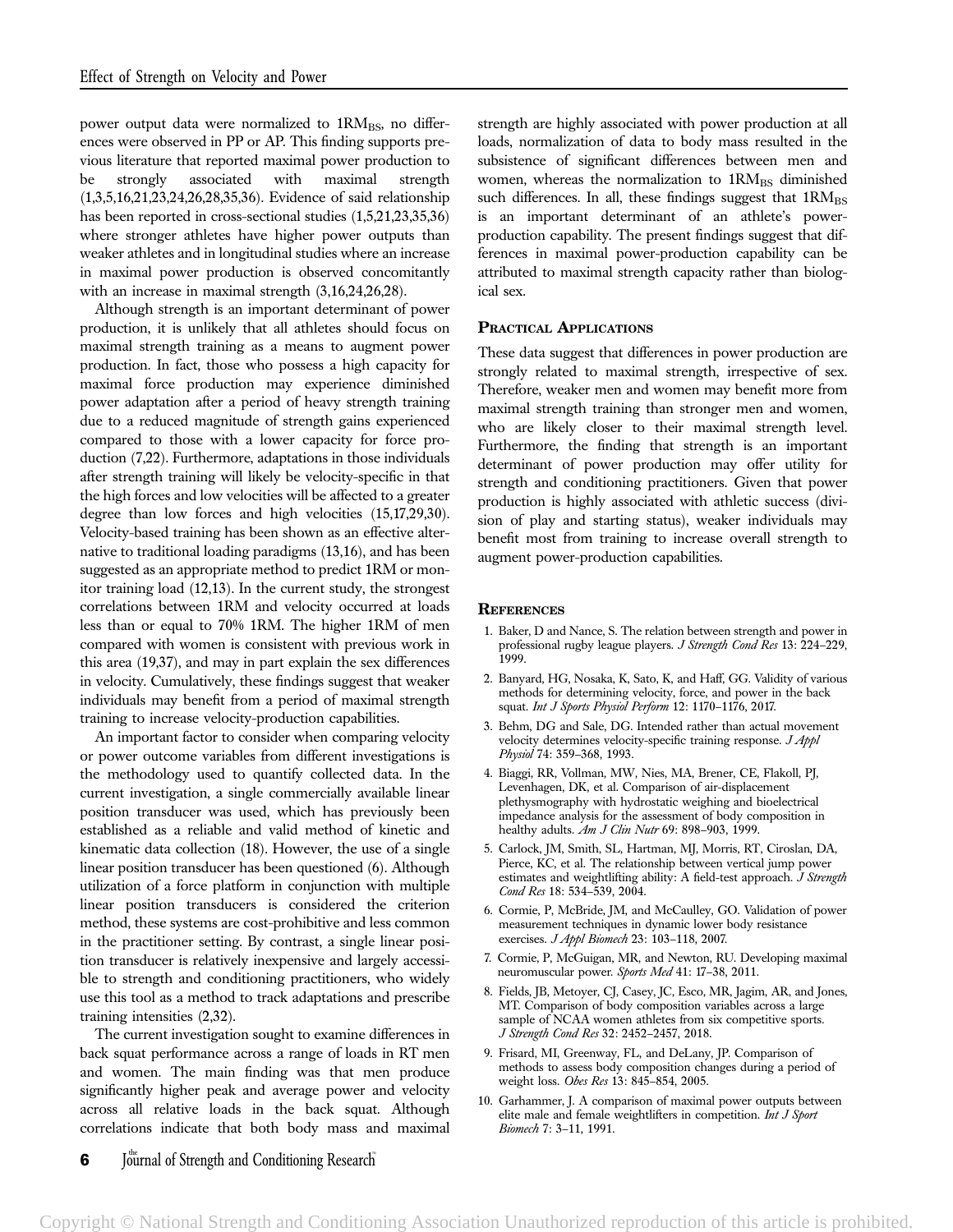power output data were normalized to $1RM_{BS}$, no differences were observed in PP or AP. This finding supports previous literature that reported maximal power production to be strongly associated with maximal strength (1,3,5,16,21,23,24,26,28,35,36). Evidence of said relationship has been reported in cross-sectional studies (1,5,21,23,35,36) where stronger athletes have higher power outputs than weaker athletes and in longitudinal studies where an increase in maximal power production is observed concomitantly with an increase in maximal strength (3,16,24,26,28).

Although strength is an important determinant of power production, it is unlikely that all athletes should focus on maximal strength training as a means to augment power production. In fact, those who possess a high capacity for maximal force production may experience diminished power adaptation after a period of heavy strength training due to a reduced magnitude of strength gains experienced compared to those with a lower capacity for force production (7,22). Furthermore, adaptations in those individuals after strength training will likely be velocity-specific in that the high forces and low velocities will be affected to a greater degree than low forces and high velocities (15,17,29,30). Velocity-based training has been shown as an effective alternative to traditional loading paradigms (13,16), and has been suggested as an appropriate method to predict 1RM or monitor training load (12,13). In the current study, the strongest correlations between 1RM and velocity occurred at loads less than or equal to 70% 1RM. The higher 1RM of men compared with women is consistent with previous work in this area (19,37), and may in part explain the sex differences in velocity. Cumulatively, these findings suggest that weaker individuals may benefit from a period of maximal strength training to increase velocity-production capabilities.

An important factor to consider when comparing velocity or power outcome variables from different investigations is the methodology used to quantify collected data. In the current investigation, a single commercially available linear position transducer was used, which has previously been established as a reliable and valid method of kinetic and kinematic data collection (18). However, the use of a single linear position transducer has been questioned (6). Although utilization of a force platform in conjunction with multiple linear position transducers is considered the criterion method, these systems are cost-prohibitive and less common in the practitioner setting. By contrast, a single linear position transducer is relatively inexpensive and largely accessible to strength and conditioning practitioners, who widely use this tool as a method to track adaptations and prescribe training intensities (2,32).

The current investigation sought to examine differences in back squat performance across a range of loads in RT men and women. The main finding was that men produce significantly higher peak and average power and velocity across all relative loads in the back squat. Although correlations indicate that both body mass and maximal strength are highly associated with power production at all loads, normalization of data to body mass resulted in the subsistence of significant differences between men and women, whereas the normalization to $1RM_{BS}$ diminished such differences. In all, these findings suggest that $1RM_{BS}$ is an important determinant of an athlete's power-production capability. The present findings suggest that differences in maximal power-production capability can be attributed to maximal strength capacity rather than biological sex.

## Practical Applications

These data suggest that differences in power production are strongly related to maximal strength, irrespective of sex. Therefore, weaker men and women may benefit more from maximal strength training than stronger men and women, who are likely closer to their maximal strength level. Furthermore, the finding that strength is an important determinant of power production may offer utility for strength and conditioning practitioners. Given that power production is highly associated with athletic success (division of play and starting status), weaker individuals may benefit most from training to increase overall strength to augment power-production capabilities.

## References

1. Baker, D and Nance, S. The relation between strength and power in professional rugby league players. *J Strength Cond Res* 13: 224–229, 1999.
2. Banyard, HG, Nosaka, K, Sato, K, and Haff, GG. Validity of various methods for determining velocity, force, and power in the back squat. *Int J Sports Physiol Perform* 12: 1170–1176, 2017.
3. Behm, DG and Sale, DG. Intended rather than actual movement velocity determines velocity-specific training response. *J Appl Physiol* 74: 359–368, 1993.
4. Biaggi, RR, Vollman, MW, Nies, MA, Brener, CE, Flakoll, PJ, Levenhagen, DK, et al. Comparison of air-displacement plethysmography with hydrostatic weighing and bioelectrical impedance analysis for the assessment of body composition in healthy adults. *Am J Clin Nutr* 69: 898–903, 1999.
5. Carlock, JM, Smith, SL, Hartman, MJ, Morris, RT, Ciroslan, DA, Pierce, KC, et al. The relationship between vertical jump power estimates and weightlifting ability: A field-test approach. *J Strength Cond Res* 18: 534–539, 2004.
6. Cormie, P, McBride, JM, and McCaulley, GO. Validation of power measurement techniques in dynamic lower body resistance exercises. *J Appl Biomech* 23: 103–118, 2007.
7. Cormie, P, McGuigan, MR, and Newton, RU. Developing maximal neuromuscular power. *Sports Med* 41: 17–38, 2011.
8. Fields, JB, Metoyer, CJ, Casey, JC, Esco, MR, Jagim, AR, and Jones, MT. Comparison of body composition variables across a large sample of NCAA women athletes from six competitive sports. *J Strength Cond Res* 32: 2452–2457, 2018.
9. Frisard, MI, Greenway, FL, and DeLany, JP. Comparison of methods to assess body composition changes during a period of weight loss. *Obes Res* 13: 845–854, 2005.
10. Garhammer, J. A comparison of maximal power outputs between elite male and female weightlifters in competition. *Int J Sport Biomech* 7: 3–11, 1991.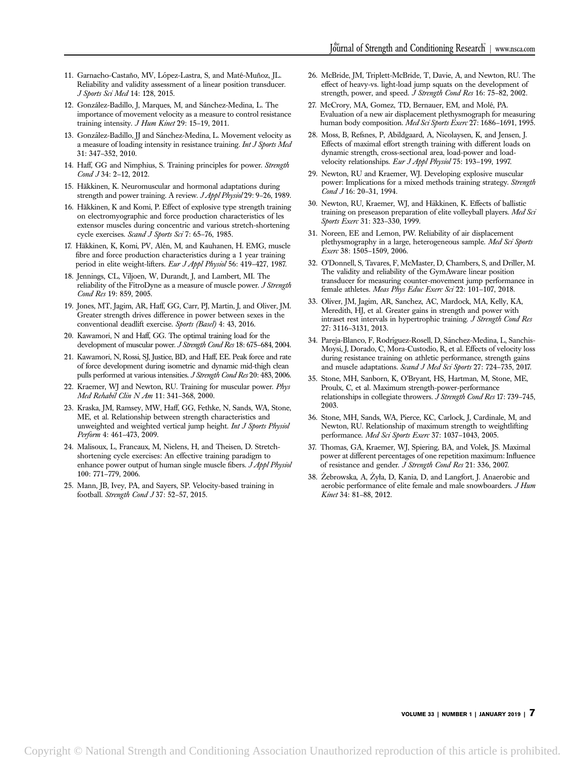11. Garnacho-Castaño, MV, López-Lastra, S, and Maté-Muñoz, JL. Reliability and validity assessment of a linear position transducer. *J Sports Sci Med* 14: 128, 2015.
12. González-Badillo, J, Marques, M, and Sánchez-Medina, L. The importance of movement velocity as a measure to control resistance training intensity. *J Hum Kinet* 29: 15–19, 2011.
13. González-Badillo, JJ and Sánchez-Medina, L. Movement velocity as a measure of loading intensity in resistance training. *Int J Sports Med* 31: 347–352, 2010.
14. Haff, GG and Nimphius, S. Training principles for power. *Strength Cond J* 34: 2–12, 2012.
15. Häkkinen, K. Neuromuscular and hormonal adaptations during strength and power training. A review. *J Appl Physiol* 29: 9–26, 1989.
16. Häkkinen, K and Komi, P. Effect of explosive type strength training on electromyographic and force production characteristics of les extensor muscles during concentric and various stretch-shortening cycle exercises. *Scand J Sports Sci* 7: 65–76, 1985.
17. Häkkinen, K, Komi, PV, Alén, M, and Kauhanen, H. EMG, muscle fibre and force production characteristics during a 1 year training period in elite weight-lifters. *Eur J Appl Physiol* 56: 419–427, 1987.
18. Jennings, CL, Viljoen, W, Durandt, J, and Lambert, MI. The reliability of the FitroDyne as a measure of muscle power. *J Strength Cond Res* 19: 859, 2005.
19. Jones, MT, Jagim, AR, Haff, GG, Carr, PJ, Martin, J, and Oliver, JM. Greater strength drives difference in power between sexes in the conventional deadlift exercise. *Sports (Basel)* 4: 43, 2016.
20. Kawamori, N and Haff, GG. The optimal training load for the development of muscular power. *J Strength Cond Res* 18: 675–684, 2004.
21. Kawamori, N, Rossi, SJ, Justice, BD, and Haff, EE. Peak force and rate of force development during isometric and dynamic mid-thigh clean pulls performed at various intensities. *J Strength Cond Res* 20: 483, 2006.
22. Kraemer, WJ and Newton, RU. Training for muscular power. *Phys Med Rehabil Clin N Am* 11: 341–368, 2000.
23. Kraska, JM, Ramsey, MW, Haff, GG, Fethke, N, Sands, WA, Stone, ME, et al. Relationship between strength characteristics and unweighted and weighted vertical jump height. *Int J Sports Physiol Perform* 4: 461–473, 2009.
24. Malisoux, L, Francaux, M, Nielens, H, and Theisen, D. Stretch-shortening cycle exercises: An effective training paradigm to enhance power output of human single muscle fibers. *J Appl Physiol* 100: 771–779, 2006.
25. Mann, JB, Ivey, PA, and Sayers, SP. Velocity-based training in football. *Strength Cond J* 37: 52–57, 2015.
26. McBride, JM, Triplett-McBride, T, Davie, A, and Newton, RU. The effect of heavy-vs. light-load jump squats on the development of strength, power, and speed. *J Strength Cond Res* 16: 75–82, 2002.
27. McCrory, MA, Gomez, TD, Bernauer, EM, and Molé, PA. Evaluation of a new air displacement plethysmograph for measuring human body composition. *Med Sci Sports Exerc* 27: 1686–1691, 1995.
28. Moss, B, Refsnes, P, Abildgaard, A, Nicolaysen, K, and Jensen, J. Effects of maximal effort strength training with different loads on dynamic strength, cross-sectional area, load-power and load-velocity relationships. *Eur J Appl Physiol* 75: 193–199, 1997.
29. Newton, RU and Kraemer, WJ. Developing explosive muscular power: Implications for a mixed methods training strategy. *Strength Cond J* 16: 20–31, 1994.
30. Newton, RU, Kraemer, WJ, and Häkkinen, K. Effects of ballistic training on preseason preparation of elite volleyball players. *Med Sci Sports Exerc* 31: 323–330, 1999.
31. Noreen, EE and Lemon, PW. Reliability of air displacement plethysmography in a large, heterogeneous sample. *Med Sci Sports Exerc* 38: 1505–1509, 2006.
32. O'Donnell, S, Tavares, F, McMaster, D, Chambers, S, and Driller, M. The validity and reliability of the GymAware linear position transducer for measuring counter-movement jump performance in female athletes. *Meas Phys Educ Exerc Sci* 22: 101–107, 2018.
33. Oliver, JM, Jagim, AR, Sanchez, AC, Mardock, MA, Kelly, KA, Meredith, HJ, et al. Greater gains in strength and power with intraset rest intervals in hypertrophic training. *J Strength Cond Res* 27: 3116–3131, 2013.
34. Pareja-Blanco, F, Rodríguez-Rosell, D, Sánchez-Medina, L, Sanchis-Moysi, J, Dorado, C, Mora-Custodio, R, et al. Effects of velocity loss during resistance training on athletic performance, strength gains and muscle adaptations. *Scand J Med Sci Sports* 27: 724–735, 2017.
35. Stone, MH, Sanborn, K, O'Bryant, HS, Hartman, M, Stone, ME, Proulx, C, et al. Maximum strength-power-performance relationships in collegiate throwers. *J Strength Cond Res* 17: 739–745, 2003.
36. Stone, MH, Sands, WA, Pierce, KC, Carlock, J, Cardinale, M, and Newton, RU. Relationship of maximum strength to weightlifting performance. *Med Sci Sports Exerc* 37: 1037–1043, 2005.
37. Thomas, GA, Kraemer, WJ, Spiering, BA, and Volek, JS. Maximal power at different percentages of one repetition maximum: Influence of resistance and gender. *J Strength Cond Res* 21: 336, 2007.
38. Żebrowska, A, Żyła, D, Kania, D, and Langfort, J. Anaerobic and aerobic performance of elite female and male snowboarders. *J Hum Kinet* 34: 81–88, 2012.